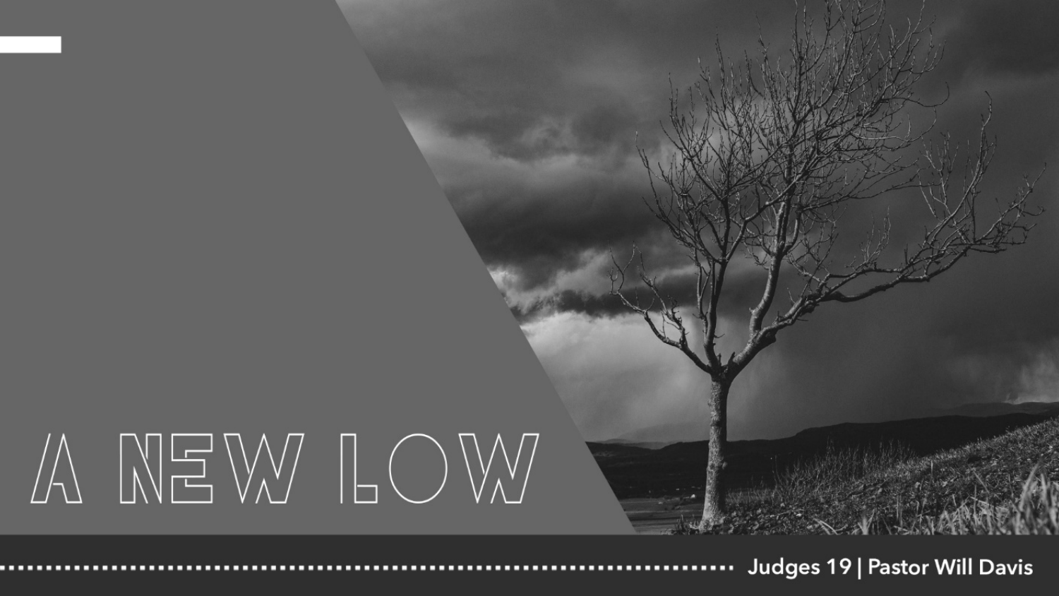# A NEW LOW

Judges 19 | Pastor Will Davis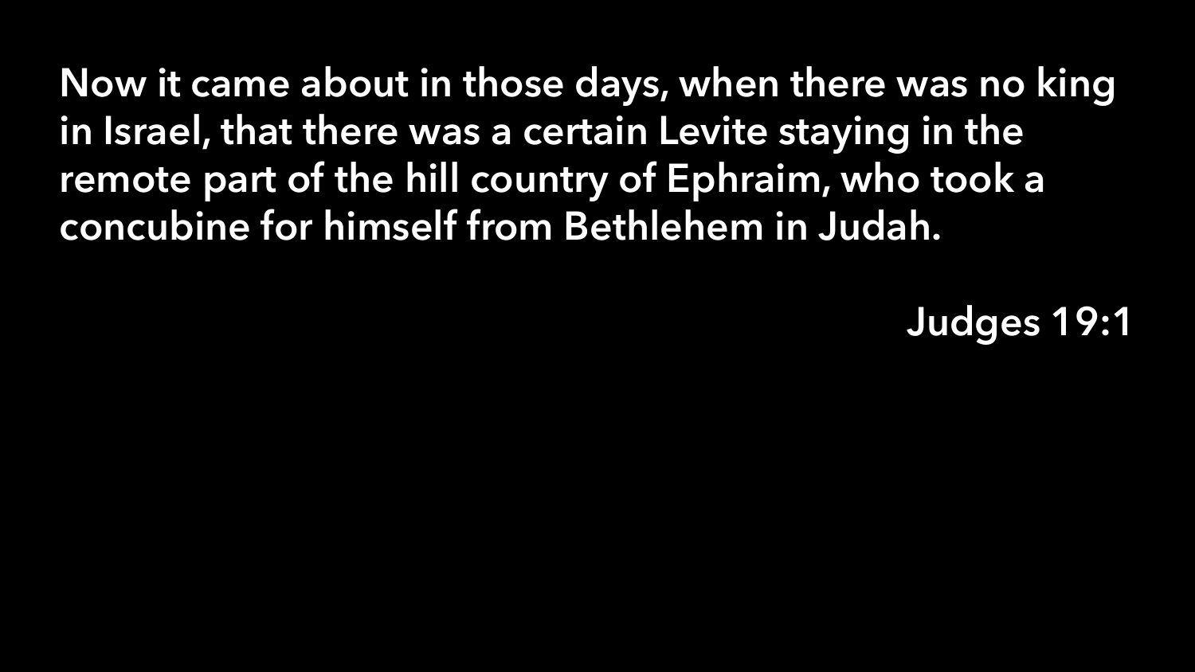**Now it came about in those days, when there was no king in Israel, that there was a certain Levite staying in the remote part of the hill country of Ephraim, who took a concubine for himself from Bethlehem in Judah.**

**Judges 19:1**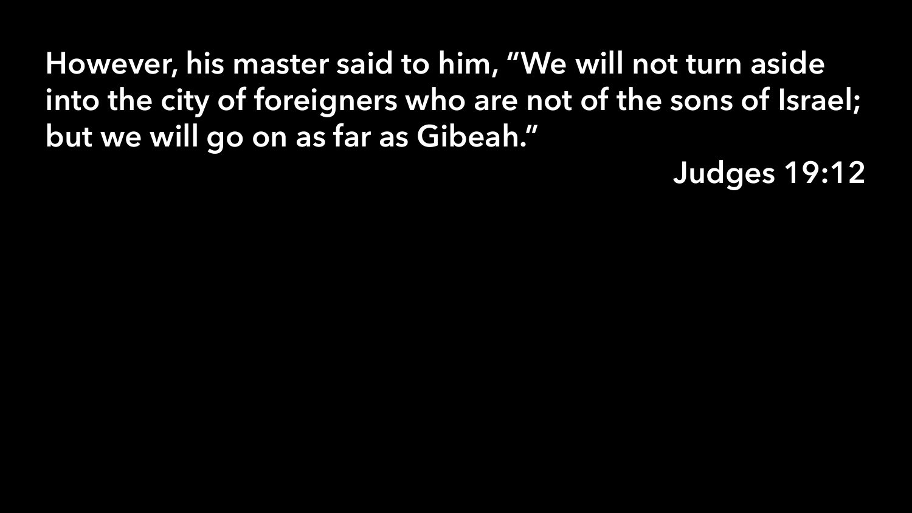However, his master said to him, “We will not turn aside into the city of foreigners who are not of the sons of Israel; but we will go on as far as Gibeah.”

Judges 19:12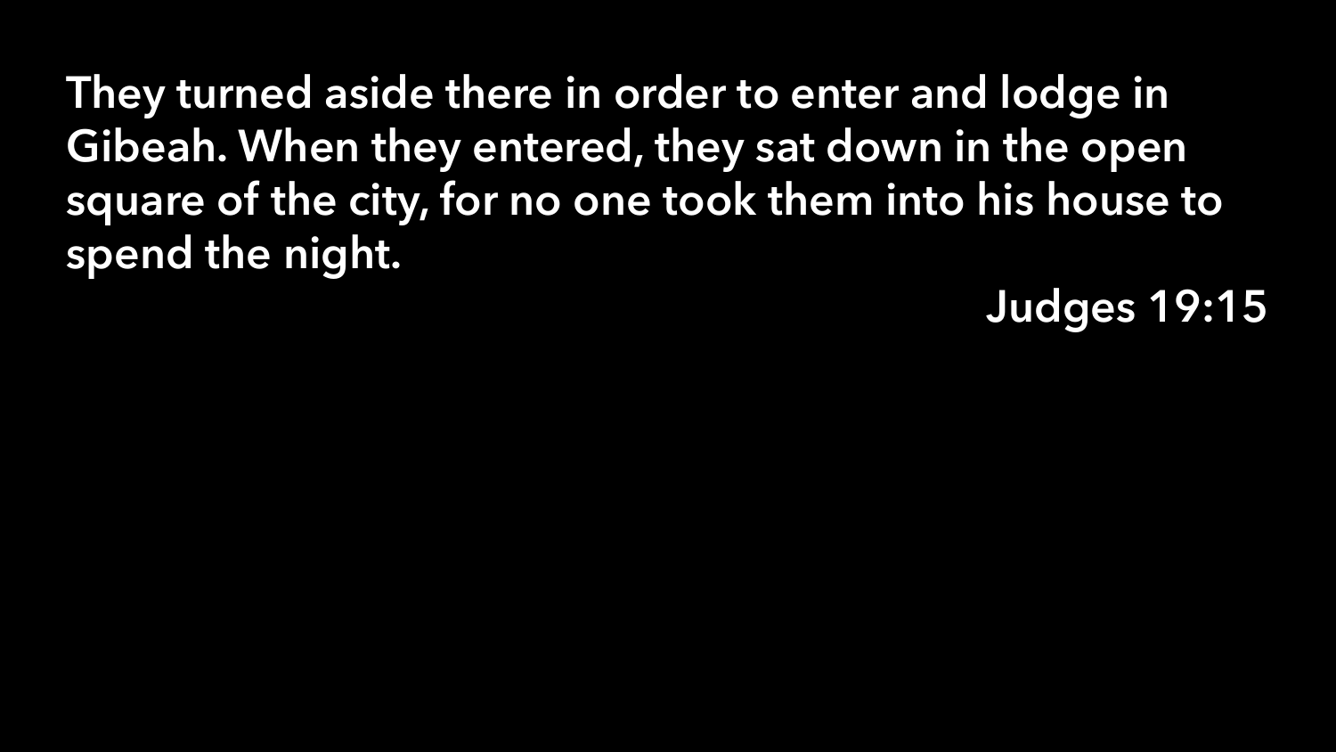They turned aside there in order to enter and lodge in Gibeah. When they entered, they sat down in the open square of the city, for no one took them into his house to spend the night.

Judges 19:15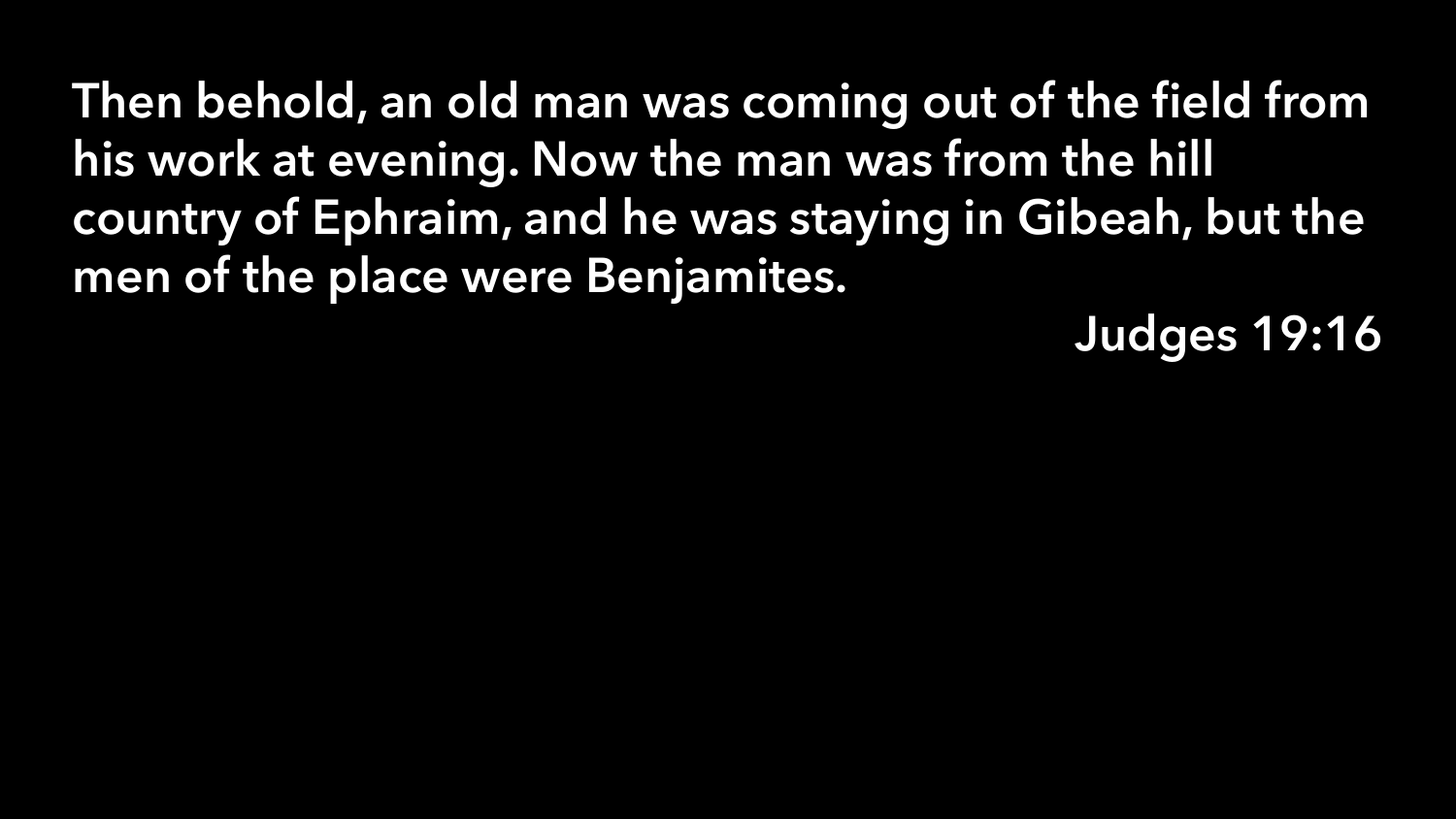**Then behold, an old man was coming out of the field from his work at evening. Now the man was from the hill country of Ephraim, and he was staying in Gibeah, but the men of the place were Benjamites.**

**Judges 19:16**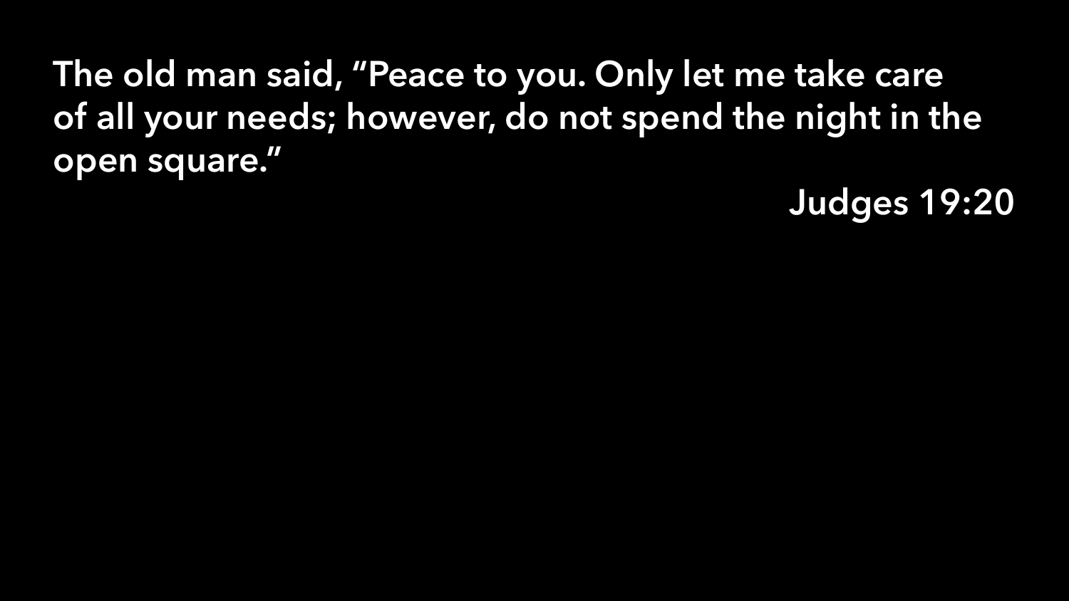The old man said, “Peace to you. Only let me take care of all your needs; however, do not spend the night in the open square.”

Judges 19:20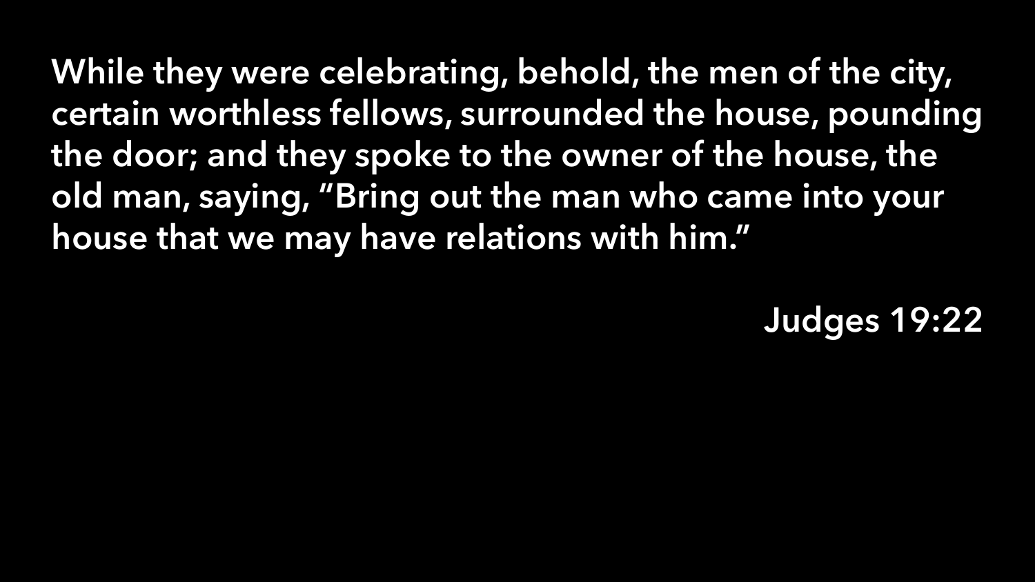While they were celebrating, behold, the men of the city, certain worthless fellows, surrounded the house, pounding the door; and they spoke to the owner of the house, the old man, saying, "Bring out the man who came into your house that we may have relations with him."

Judges 19:22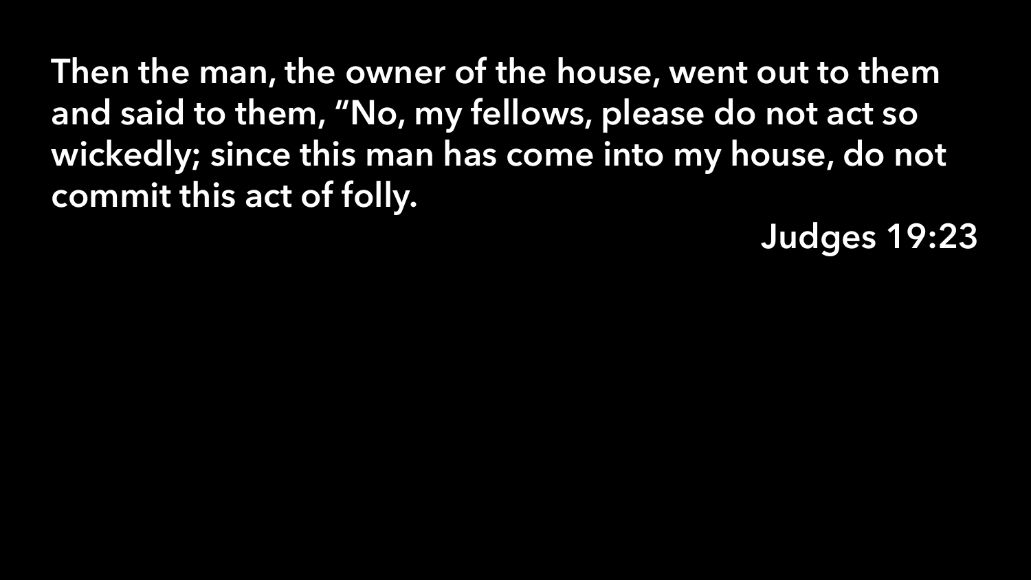Then the man, the owner of the house, went out to them and said to them, “No, my fellows, please do not act so wickedly; since this man has come into my house, do not commit this act of folly.

Judges 19:23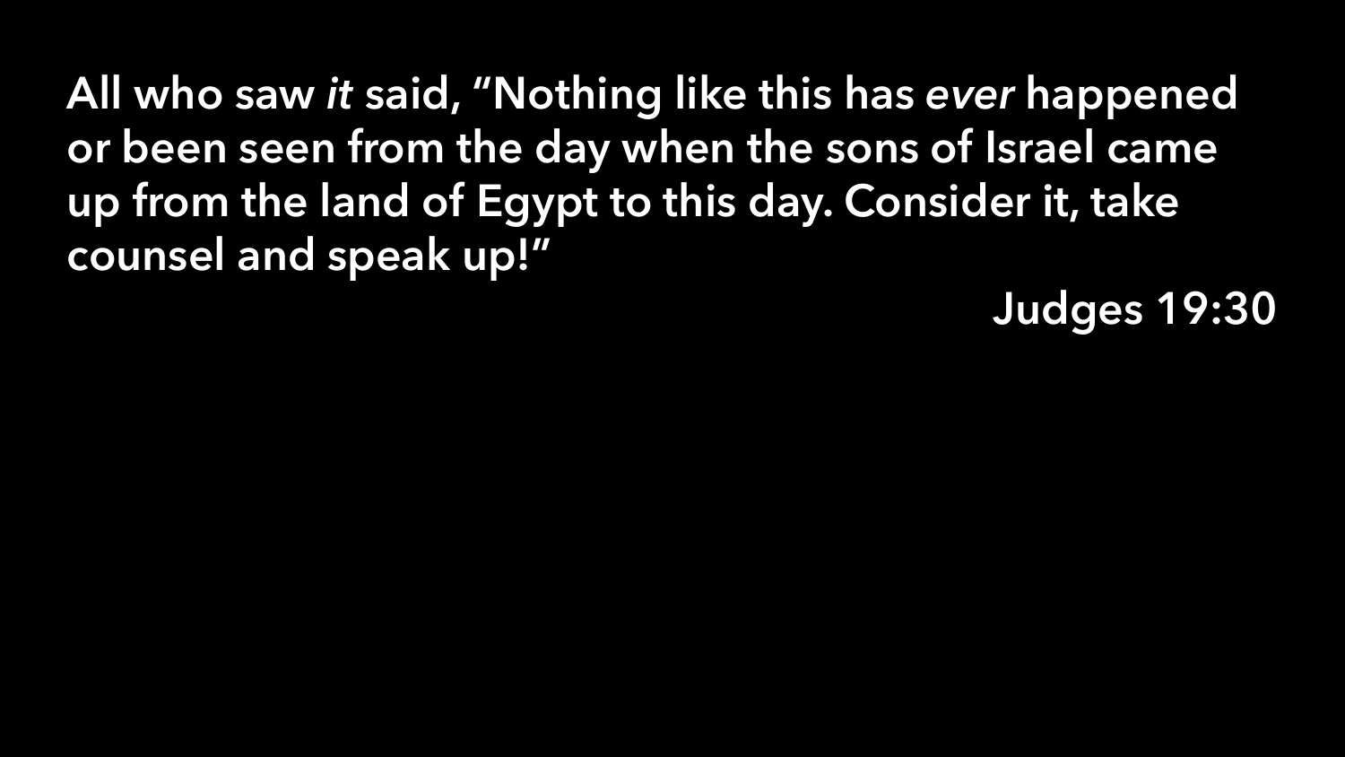**All who saw *it* said, “Nothing like this has *ever* happened or been seen from the day when the sons of Israel came up from the land of Egypt to this day. Consider it, take counsel and speak up!”**

**Judges 19:30**